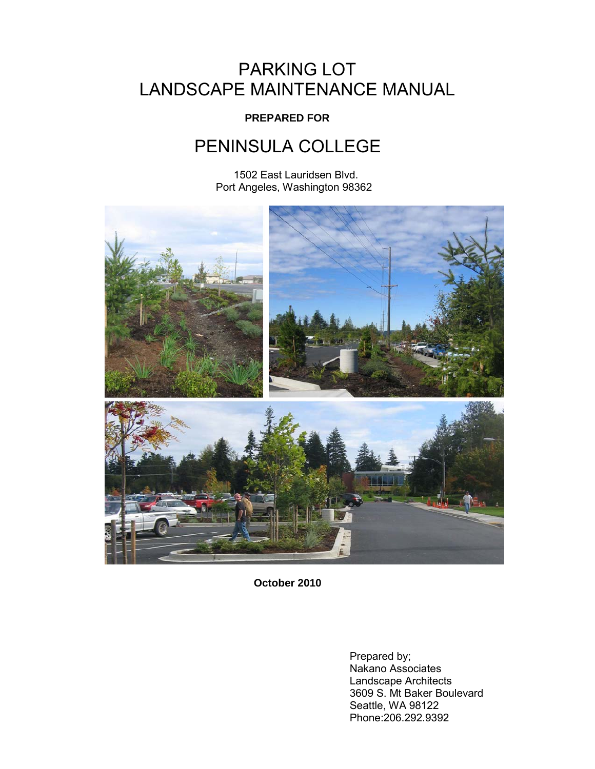# PARKING LOT
# LANDSCAPE MAINTENANCE MANUAL

**PREPARED FOR**

## PENINSULA COLLEGE

1502 East Lauridsen Blvd.
Port Angeles, Washington 98362

**October 2010**

Prepared by;
Nakano Associates
Landscape Architects
3609 S. Mt Baker Boulevard
Seattle, WA 98122
Phone:206.292.9392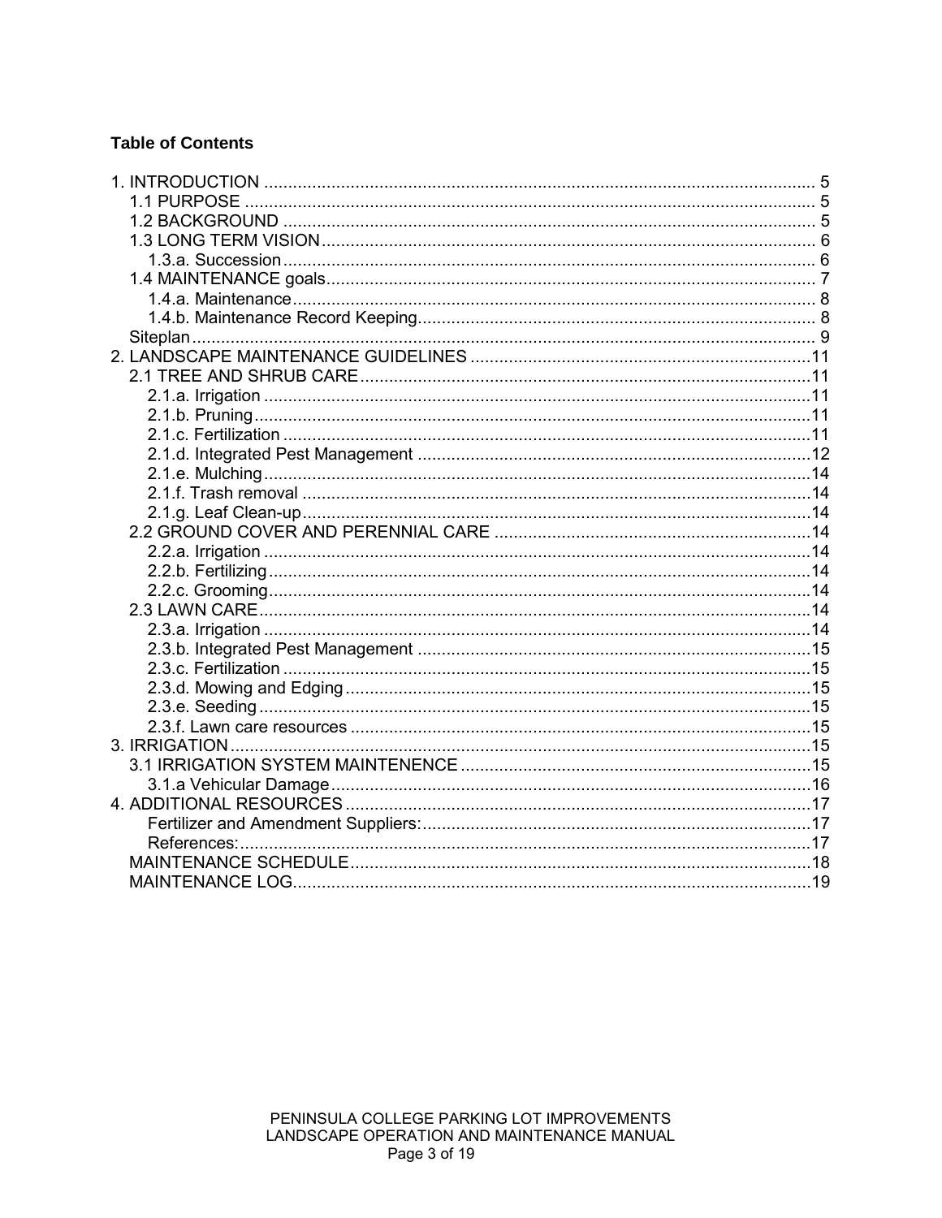**Table of Contents**

1. INTRODUCTION .................................................................... 5
   - 1.1 PURPOSE .................................................................... 5
   - 1.2 BACKGROUND .............................................................. 5
   - 1.3 LONG TERM VISION ....................................................... 6
     - 1.3.a. Succession ............................................................ 6
   - 1.4 MAINTENANCE goals ...................................................... 7
     - 1.4.a. Maintenance .......................................................... 8
     - 1.4.b. Maintenance Record Keeping .................................... 8
   - Siteplan .......................................................................... 9
2. LANDSCAPE MAINTENANCE GUIDELINES ...................................... 11
   - 2.1 TREE AND SHRUB CARE ................................................. 11
     - 2.1.a. Irrigation ............................................................. 11
     - 2.1.b. Pruning ............................................................... 11
     - 2.1.c. Fertilization .......................................................... 11
     - 2.1.d. Integrated Pest Management ..................................... 12
     - 2.1.e. Mulching ............................................................. 14
     - 2.1.f. Trash removal ........................................................ 14
     - 2.1.g. Leaf Clean-up ........................................................ 14
   - 2.2 GROUND COVER AND PERENNIAL CARE .............................. 14
     - 2.2.a. Irrigation ............................................................. 14
     - 2.2.b. Fertilizing ............................................................ 14
     - 2.2.c. Grooming ............................................................. 14
   - 2.3 LAWN CARE ................................................................ 14
     - 2.3.a. Irrigation ............................................................. 14
     - 2.3.b. Integrated Pest Management ..................................... 15
     - 2.3.c. Fertilization .......................................................... 15
     - 2.3.d. Mowing and Edging ................................................. 15
     - 2.3.e. Seeding ............................................................... 15
     - 2.3.f. Lawn care resources ............................................... 15
3. IRRIGATION ........................................................................ 15
   - 3.1 IRRIGATION SYSTEM MAINTENENCE ................................... 15
     - 3.1.a Vehicular Damage .................................................... 16
4. ADDITIONAL RESOURCES .......................................................... 17
     - Fertilizer and Amendment Suppliers: ............................... 17
     - References: ............................................................... 17
   - MAINTENANCE SCHEDULE ................................................... 18
   - MAINTENANCE LOG .............................................................. 19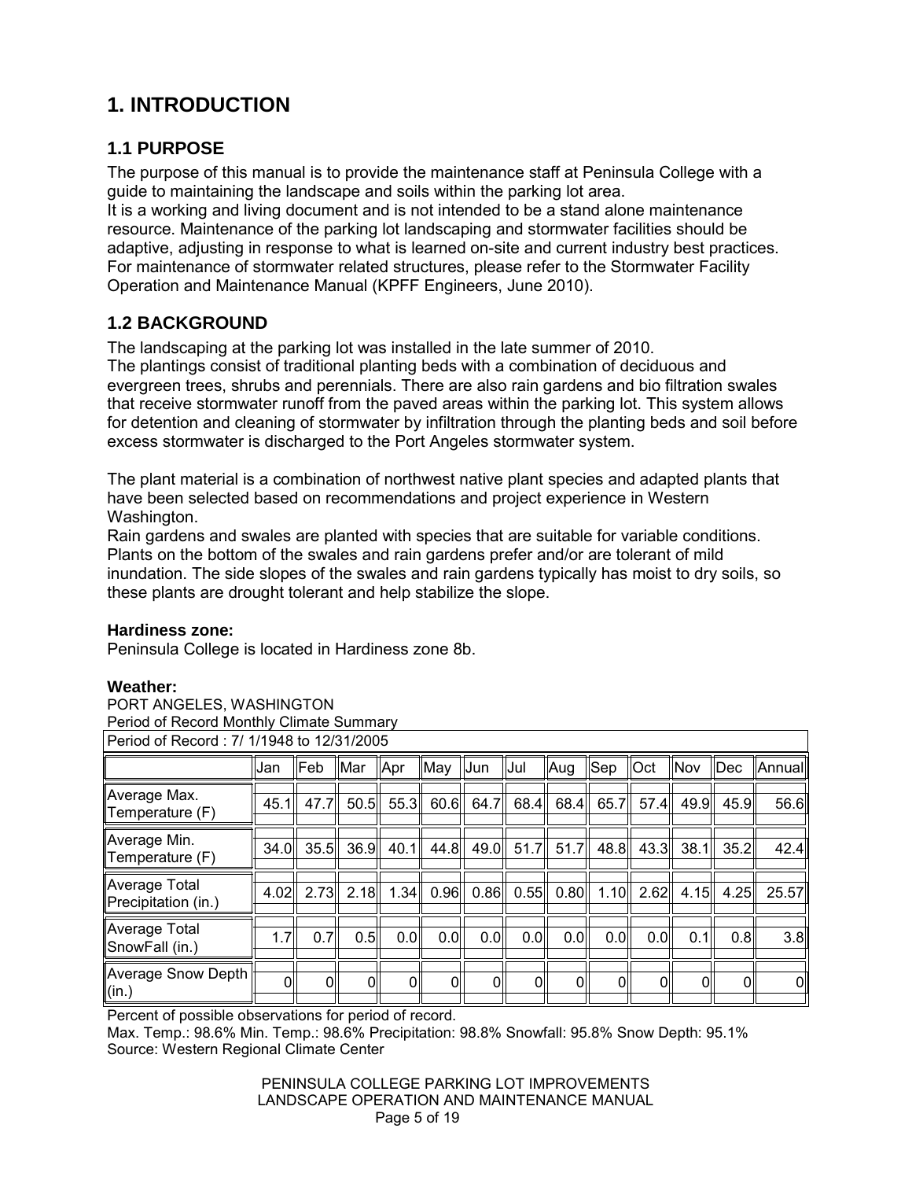# 1. INTRODUCTION

## 1.1 PURPOSE

The purpose of this manual is to provide the maintenance staff at Peninsula College with a guide to maintaining the landscape and soils within the parking lot area.
It is a working and living document and is not intended to be a stand alone maintenance resource. Maintenance of the parking lot landscaping and stormwater facilities should be adaptive, adjusting in response to what is learned on-site and current industry best practices. For maintenance of stormwater related structures, please refer to the Stormwater Facility Operation and Maintenance Manual (KPFF Engineers, June 2010).

## 1.2 BACKGROUND

The landscaping at the parking lot was installed in the late summer of 2010.
The plantings consist of traditional planting beds with a combination of deciduous and evergreen trees, shrubs and perennials. There are also rain gardens and bio filtration swales that receive stormwater runoff from the paved areas within the parking lot. This system allows for detention and cleaning of stormwater by infiltration through the planting beds and soil before excess stormwater is discharged to the Port Angeles stormwater system.

The plant material is a combination of northwest native plant species and adapted plants that have been selected based on recommendations and project experience in Western Washington.
Rain gardens and swales are planted with species that are suitable for variable conditions. Plants on the bottom of the swales and rain gardens prefer and/or are tolerant of mild inundation. The side slopes of the swales and rain gardens typically has moist to dry soils, so these plants are drought tolerant and help stabilize the slope.

**Hardiness zone:**
Peninsula College is located in Hardiness zone 8b.

**Weather:**
PORT ANGELES, WASHINGTON
Period of Record Monthly Climate Summary

| Period of Record : 7/ 1/1948 to 12/31/2005 | | | | | | | | | | | | | |
|---|---|---|---|---|---|---|---|---|---|---|---|---|---|
| | Jan | Feb | Mar | Apr | May | Jun | Jul | Aug | Sep | Oct | Nov | Dec | Annual |
| Average Max. Temperature (F) | 45.1 | 47.7 | 50.5 | 55.3 | 60.6 | 64.7 | 68.4 | 68.4 | 65.7 | 57.4 | 49.9 | 45.9 | 56.6 |
| Average Min. Temperature (F) | 34.0 | 35.5 | 36.9 | 40.1 | 44.8 | 49.0 | 51.7 | 51.7 | 48.8 | 43.3 | 38.1 | 35.2 | 42.4 |
| Average Total Precipitation (in.) | 4.02 | 2.73 | 2.18 | 1.34 | 0.96 | 0.86 | 0.55 | 0.80 | 1.10 | 2.62 | 4.15 | 4.25 | 25.57 |
| Average Total SnowFall (in.) | 1.7 | 0.7 | 0.5 | 0.0 | 0.0 | 0.0 | 0.0 | 0.0 | 0.0 | 0.0 | 0.1 | 0.8 | 3.8 |
| Average Snow Depth (in.) | 0 | 0 | 0 | 0 | 0 | 0 | 0 | 0 | 0 | 0 | 0 | 0 | 0 |

Percent of possible observations for period of record.
Max. Temp.: 98.6% Min. Temp.: 98.6% Precipitation: 98.8% Snowfall: 95.8% Snow Depth: 95.1%
Source: Western Regional Climate Center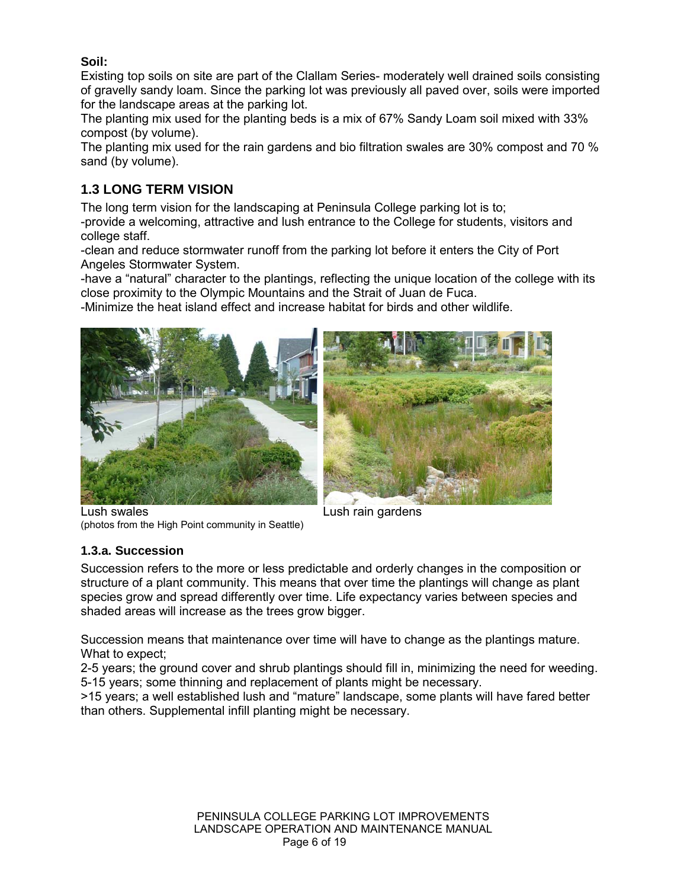**Soil:**

Existing top soils on site are part of the Clallam Series- moderately well drained soils consisting of gravelly sandy loam. Since the parking lot was previously all paved over, soils were imported for the landscape areas at the parking lot.

The planting mix used for the planting beds is a mix of 67% Sandy Loam soil mixed with 33% compost (by volume).

The planting mix used for the rain gardens and bio filtration swales are 30% compost and 70 % sand (by volume).

## 1.3 LONG TERM VISION

The long term vision for the landscaping at Peninsula College parking lot is to;

-provide a welcoming, attractive and lush entrance to the College for students, visitors and college staff.

-clean and reduce stormwater runoff from the parking lot before it enters the City of Port Angeles Stormwater System.

-have a "natural" character to the plantings, reflecting the unique location of the college with its close proximity to the Olympic Mountains and the Strait of Juan de Fuca.

-Minimize the heat island effect and increase habitat for birds and other wildlife.

Lush swales

Lush rain gardens

(photos from the High Point community in Seattle)

### 1.3.a. Succession

Succession refers to the more or less predictable and orderly changes in the composition or structure of a plant community. This means that over time the plantings will change as plant species grow and spread differently over time. Life expectancy varies between species and shaded areas will increase as the trees grow bigger.

Succession means that maintenance over time will have to change as the plantings mature. What to expect;

2-5 years; the ground cover and shrub plantings should fill in, minimizing the need for weeding.

5-15 years; some thinning and replacement of plants might be necessary.

>15 years; a well established lush and "mature" landscape, some plants will have fared better than others. Supplemental infill planting might be necessary.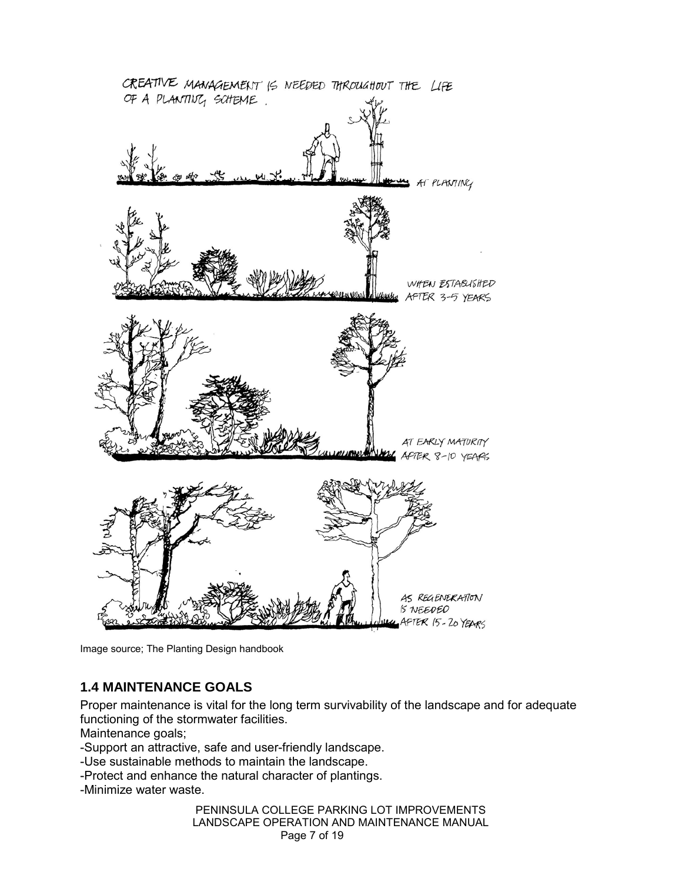Image source; The Planting Design handbook

## 1.4 MAINTENANCE GOALS

Proper maintenance is vital for the long term survivability of the landscape and for adequate functioning of the stormwater facilities.

Maintenance goals;

-Support an attractive, safe and user-friendly landscape.

-Use sustainable methods to maintain the landscape.

-Protect and enhance the natural character of plantings.

-Minimize water waste.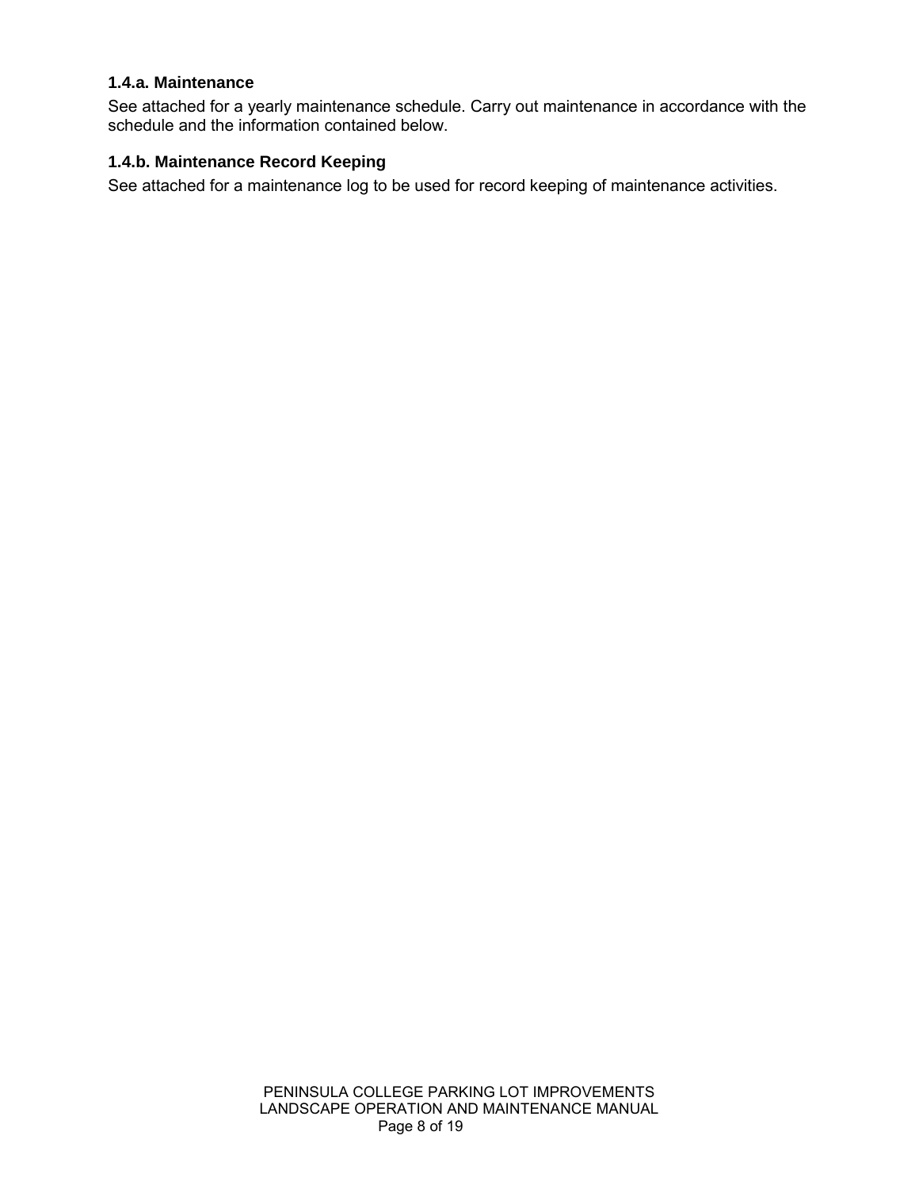### 1.4.a. Maintenance

See attached for a yearly maintenance schedule. Carry out maintenance in accordance with the schedule and the information contained below.

### 1.4.b. Maintenance Record Keeping

See attached for a maintenance log to be used for record keeping of maintenance activities.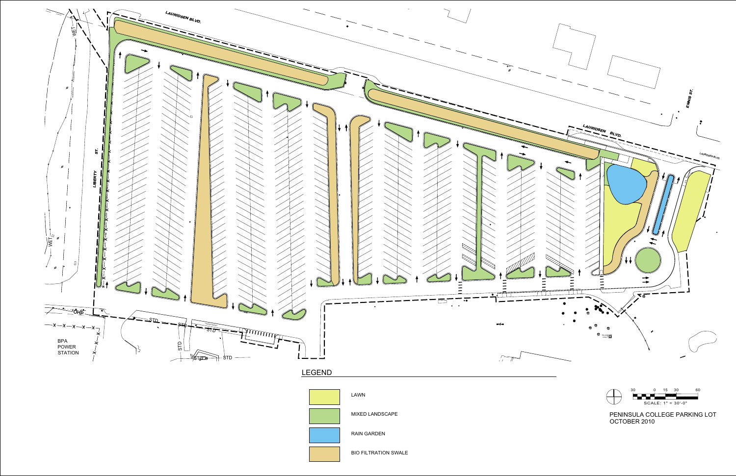LAURIDSEN BLVD.

LAURIDSEN BLVD.

LAURIDSEN BLVD.

ENNIS ST.

LIBERTY ST.

BPA POWER STATION

## LEGEND

- LAWN
- MIXED LANDSCAPE
- RAIN GARDEN
- BIO FILTRATION SWALE

30 0 15 30 60

SCALE: 1" = 30'-0"

PENINSULA COLLEGE PARKING LOT
OCTOBER 2010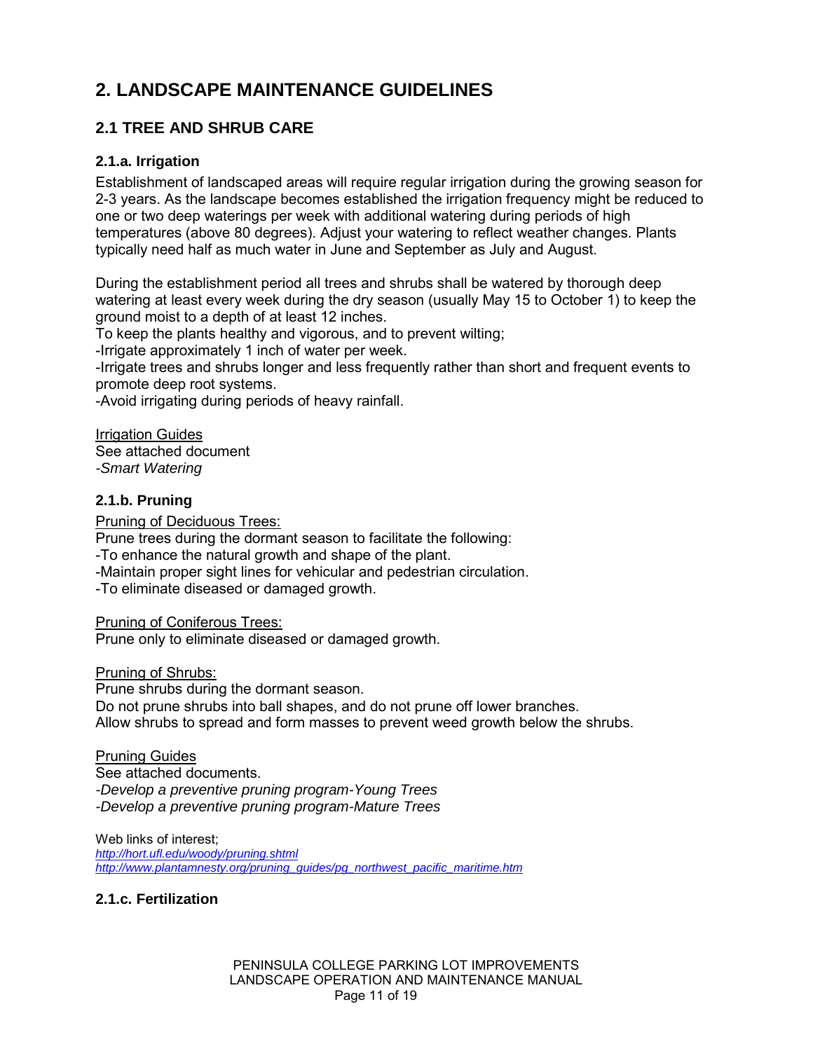# 2. LANDSCAPE MAINTENANCE GUIDELINES

## 2.1 TREE AND SHRUB CARE

### 2.1.a. Irrigation

Establishment of landscaped areas will require regular irrigation during the growing season for 2-3 years. As the landscape becomes established the irrigation frequency might be reduced to one or two deep waterings per week with additional watering during periods of high temperatures (above 80 degrees). Adjust your watering to reflect weather changes. Plants typically need half as much water in June and September as July and August.

During the establishment period all trees and shrubs shall be watered by thorough deep watering at least every week during the dry season (usually May 15 to October 1) to keep the ground moist to a depth of at least 12 inches.
To keep the plants healthy and vigorous, and to prevent wilting;
-Irrigate approximately 1 inch of water per week.
-Irrigate trees and shrubs longer and less frequently rather than short and frequent events to promote deep root systems.
-Avoid irrigating during periods of heavy rainfall.

<u>Irrigation Guides</u>
See attached document
*-Smart Watering*

### 2.1.b. Pruning

<u>Pruning of Deciduous Trees:</u>
Prune trees during the dormant season to facilitate the following:
-To enhance the natural growth and shape of the plant.
-Maintain proper sight lines for vehicular and pedestrian circulation.
-To eliminate diseased or damaged growth.

<u>Pruning of Coniferous Trees:</u>
Prune only to eliminate diseased or damaged growth.

<u>Pruning of Shrubs:</u>
Prune shrubs during the dormant season.
Do not prune shrubs into ball shapes, and do not prune off lower branches.
Allow shrubs to spread and form masses to prevent weed growth below the shrubs.

<u>Pruning Guides</u>
See attached documents.
*-Develop a preventive pruning program-Young Trees*
*-Develop a preventive pruning program-Mature Trees*

Web links of interest;
*http://hort.ufl.edu/woody/pruning.shtml*
*http://www.plantamnesty.org/pruning_guides/pg_northwest_pacific_maritime.htm*

### 2.1.c. Fertilization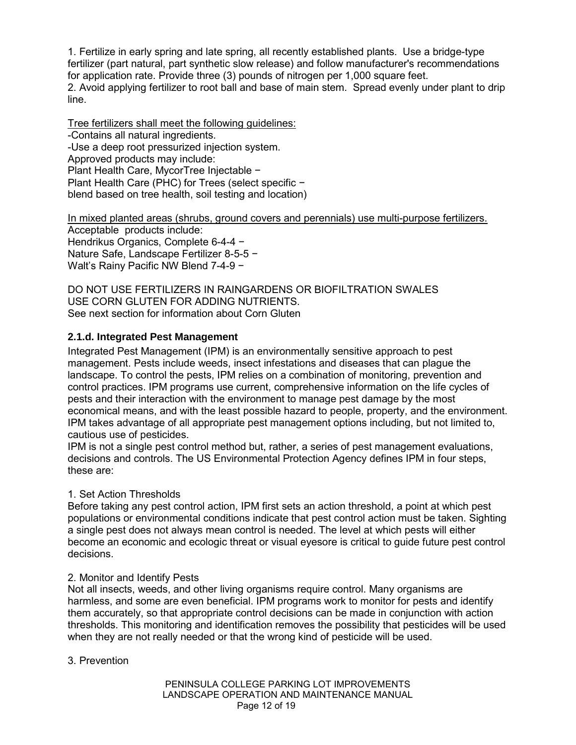1. Fertilize in early spring and late spring, all recently established plants. Use a bridge-type fertilizer (part natural, part synthetic slow release) and follow manufacturer's recommendations for application rate. Provide three (3) pounds of nitrogen per 1,000 square feet.
2. Avoid applying fertilizer to root ball and base of main stem. Spread evenly under plant to drip line.

<u>Tree fertilizers shall meet the following guidelines:</u>
-Contains all natural ingredients.
-Use a deep root pressurized injection system.
Approved products may include:
Plant Health Care, MycorTree Injectable −
Plant Health Care (PHC) for Trees (select specific −
blend based on tree health, soil testing and location)

<u>In mixed planted areas (shrubs, ground covers and perennials) use multi-purpose fertilizers.</u>
Acceptable products include:
Hendrikus Organics, Complete 6-4-4 −
Nature Safe, Landscape Fertilizer 8-5-5 −
Walt's Rainy Pacific NW Blend 7-4-9 −

DO NOT USE FERTILIZERS IN RAINGARDENS OR BIOFILTRATION SWALES
USE CORN GLUTEN FOR ADDING NUTRIENTS.
See next section for information about Corn Gluten

### 2.1.d. Integrated Pest Management

Integrated Pest Management (IPM) is an environmentally sensitive approach to pest management. Pests include weeds, insect infestations and diseases that can plague the landscape. To control the pests, IPM relies on a combination of monitoring, prevention and control practices. IPM programs use current, comprehensive information on the life cycles of pests and their interaction with the environment to manage pest damage by the most economical means, and with the least possible hazard to people, property, and the environment. IPM takes advantage of all appropriate pest management options including, but not limited to, cautious use of pesticides.
IPM is not a single pest control method but, rather, a series of pest management evaluations, decisions and controls. The US Environmental Protection Agency defines IPM in four steps, these are:

1. Set Action Thresholds
Before taking any pest control action, IPM first sets an action threshold, a point at which pest populations or environmental conditions indicate that pest control action must be taken. Sighting a single pest does not always mean control is needed. The level at which pests will either become an economic and ecologic threat or visual eyesore is critical to guide future pest control decisions.

2. Monitor and Identify Pests
Not all insects, weeds, and other living organisms require control. Many organisms are harmless, and some are even beneficial. IPM programs work to monitor for pests and identify them accurately, so that appropriate control decisions can be made in conjunction with action thresholds. This monitoring and identification removes the possibility that pesticides will be used when they are not really needed or that the wrong kind of pesticide will be used.

3. Prevention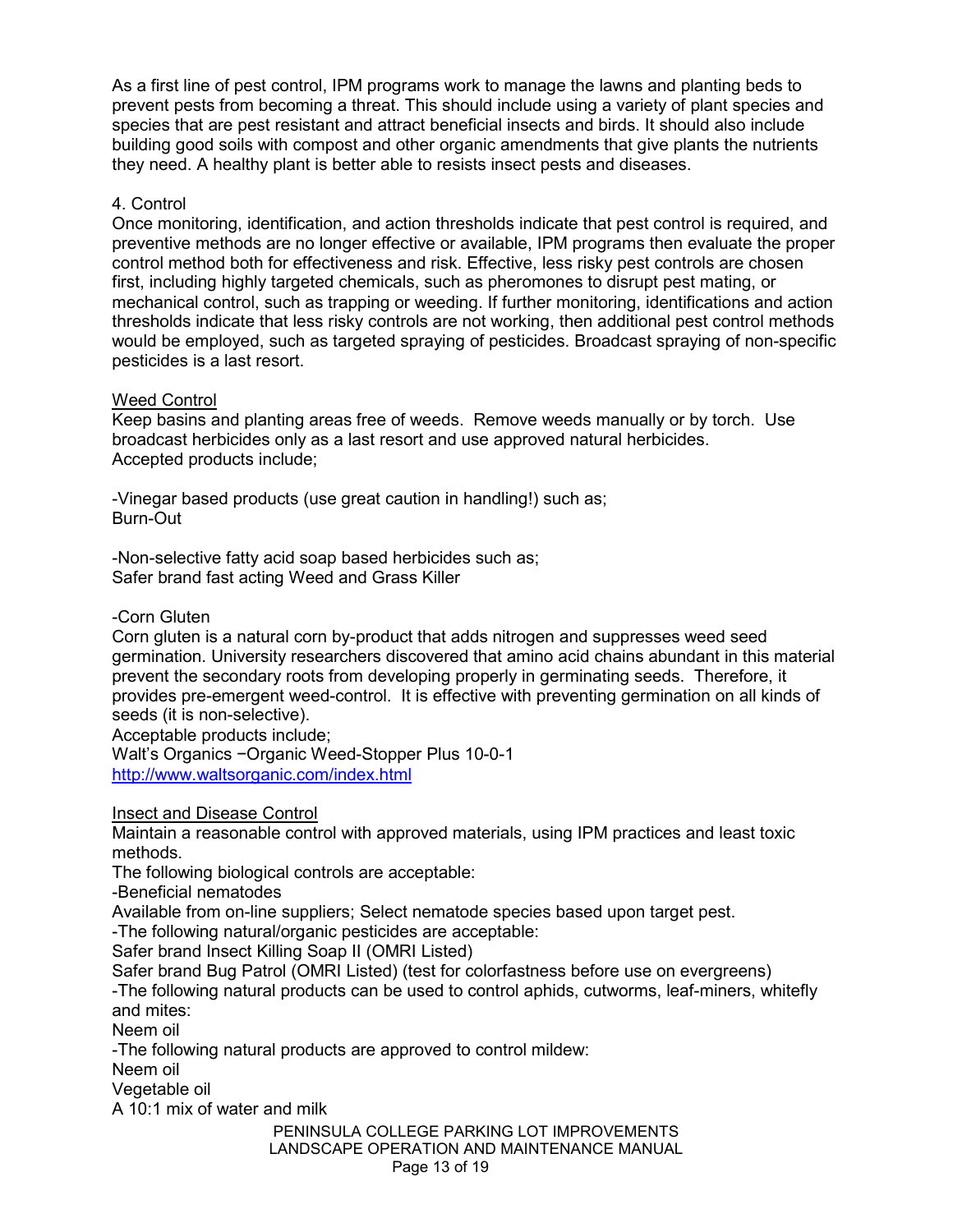As a first line of pest control, IPM programs work to manage the lawns and planting beds to prevent pests from becoming a threat. This should include using a variety of plant species and species that are pest resistant and attract beneficial insects and birds. It should also include building good soils with compost and other organic amendments that give plants the nutrients they need. A healthy plant is better able to resists insect pests and diseases.

4. Control

Once monitoring, identification, and action thresholds indicate that pest control is required, and preventive methods are no longer effective or available, IPM programs then evaluate the proper control method both for effectiveness and risk. Effective, less risky pest controls are chosen first, including highly targeted chemicals, such as pheromones to disrupt pest mating, or mechanical control, such as trapping or weeding. If further monitoring, identifications and action thresholds indicate that less risky controls are not working, then additional pest control methods would be employed, such as targeted spraying of pesticides. Broadcast spraying of non-specific pesticides is a last resort.

<u>Weed Control</u>

Keep basins and planting areas free of weeds. Remove weeds manually or by torch. Use broadcast herbicides only as a last resort and use approved natural herbicides.
Accepted products include;

-Vinegar based products (use great caution in handling!) such as;
Burn-Out

-Non-selective fatty acid soap based herbicides such as;
Safer brand fast acting Weed and Grass Killer

-Corn Gluten

Corn gluten is a natural corn by-product that adds nitrogen and suppresses weed seed germination. University researchers discovered that amino acid chains abundant in this material prevent the secondary roots from developing properly in germinating seeds. Therefore, it provides pre-emergent weed-control. It is effective with preventing germination on all kinds of seeds (it is non-selective).
Acceptable products include;
Walt's Organics −Organic Weed-Stopper Plus 10-0-1
http://www.waltsorganic.com/index.html

<u>Insect and Disease Control</u>

Maintain a reasonable control with approved materials, using IPM practices and least toxic methods.
The following biological controls are acceptable:
-Beneficial nematodes
Available from on-line suppliers; Select nematode species based upon target pest.
-The following natural/organic pesticides are acceptable:
Safer brand Insect Killing Soap II (OMRI Listed)
Safer brand Bug Patrol (OMRI Listed) (test for colorfastness before use on evergreens)
-The following natural products can be used to control aphids, cutworms, leaf-miners, whitefly and mites:
Neem oil
-The following natural products are approved to control mildew:
Neem oil
Vegetable oil
A 10:1 mix of water and milk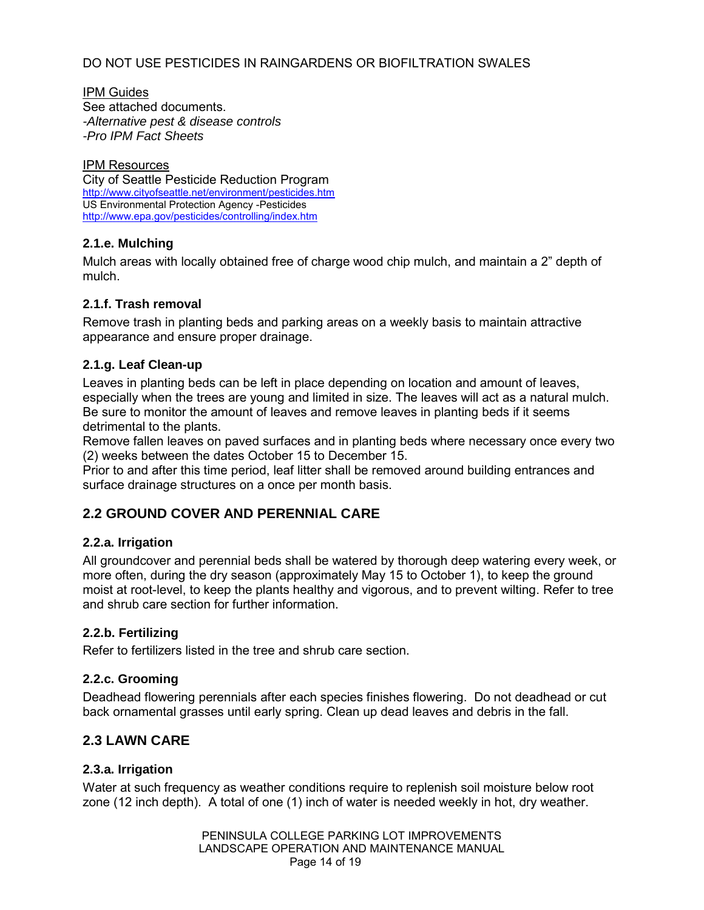DO NOT USE PESTICIDES IN RAINGARDENS OR BIOFILTRATION SWALES

<u>IPM Guides</u>
See attached documents.
*-Alternative pest & disease controls*
*-Pro IPM Fact Sheets*

<u>IPM Resources</u>
City of Seattle Pesticide Reduction Program
http://www.cityofseattle.net/environment/pesticides.htm
US Environmental Protection Agency -Pesticides
http://www.epa.gov/pesticides/controlling/index.htm

### 2.1.e. Mulching

Mulch areas with locally obtained free of charge wood chip mulch, and maintain a 2" depth of mulch.

### 2.1.f. Trash removal

Remove trash in planting beds and parking areas on a weekly basis to maintain attractive appearance and ensure proper drainage.

### 2.1.g. Leaf Clean-up

Leaves in planting beds can be left in place depending on location and amount of leaves, especially when the trees are young and limited in size. The leaves will act as a natural mulch. Be sure to monitor the amount of leaves and remove leaves in planting beds if it seems detrimental to the plants.
Remove fallen leaves on paved surfaces and in planting beds where necessary once every two (2) weeks between the dates October 15 to December 15.
Prior to and after this time period, leaf litter shall be removed around building entrances and surface drainage structures on a once per month basis.

## 2.2 GROUND COVER AND PERENNIAL CARE

### 2.2.a. Irrigation

All groundcover and perennial beds shall be watered by thorough deep watering every week, or more often, during the dry season (approximately May 15 to October 1), to keep the ground moist at root-level, to keep the plants healthy and vigorous, and to prevent wilting. Refer to tree and shrub care section for further information.

### 2.2.b. Fertilizing

Refer to fertilizers listed in the tree and shrub care section.

### 2.2.c. Grooming

Deadhead flowering perennials after each species finishes flowering. Do not deadhead or cut back ornamental grasses until early spring. Clean up dead leaves and debris in the fall.

## 2.3 LAWN CARE

### 2.3.a. Irrigation

Water at such frequency as weather conditions require to replenish soil moisture below root zone (12 inch depth). A total of one (1) inch of water is needed weekly in hot, dry weather.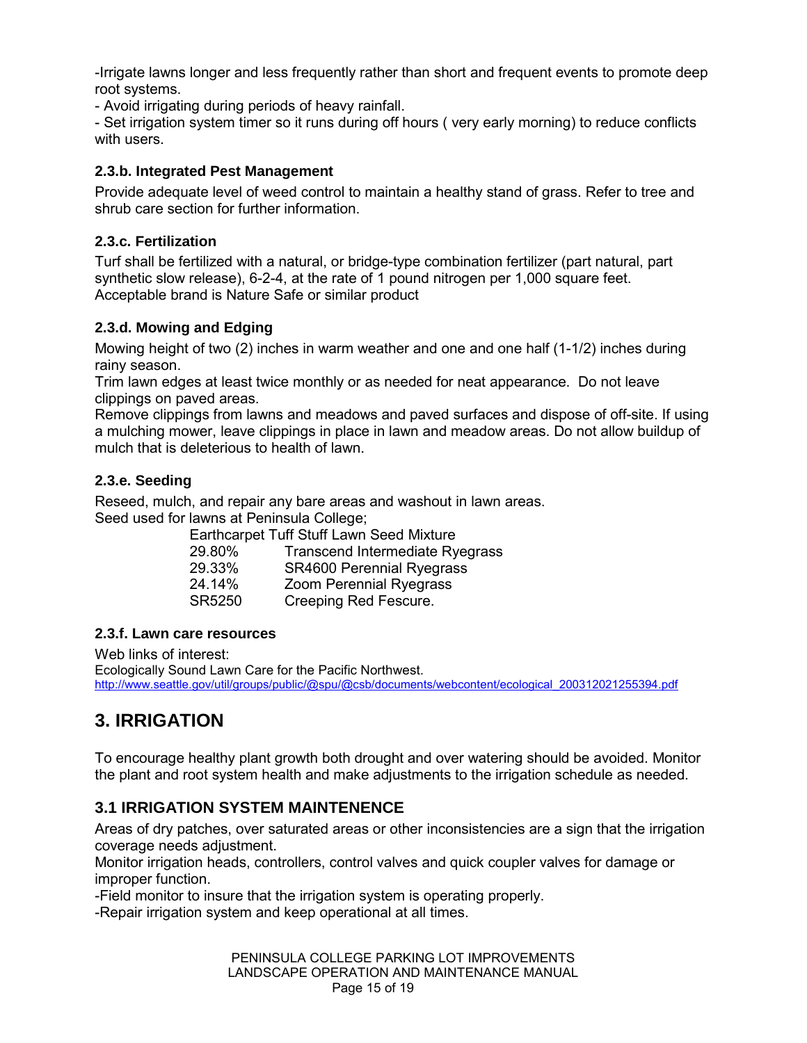-Irrigate lawns longer and less frequently rather than short and frequent events to promote deep root systems.
- Avoid irrigating during periods of heavy rainfall.
- Set irrigation system timer so it runs during off hours ( very early morning) to reduce conflicts with users.

### 2.3.b. Integrated Pest Management

Provide adequate level of weed control to maintain a healthy stand of grass. Refer to tree and shrub care section for further information.

### 2.3.c. Fertilization

Turf shall be fertilized with a natural, or bridge-type combination fertilizer (part natural, part synthetic slow release), 6-2-4, at the rate of 1 pound nitrogen per 1,000 square feet. Acceptable brand is Nature Safe or similar product

### 2.3.d. Mowing and Edging

Mowing height of two (2) inches in warm weather and one and one half (1-1/2) inches during rainy season.
Trim lawn edges at least twice monthly or as needed for neat appearance. Do not leave clippings on paved areas.
Remove clippings from lawns and meadows and paved surfaces and dispose of off-site. If using a mulching mower, leave clippings in place in lawn and meadow areas. Do not allow buildup of mulch that is deleterious to health of lawn.

### 2.3.e. Seeding

Reseed, mulch, and repair any bare areas and washout in lawn areas.
Seed used for lawns at Peninsula College;

Earthcarpet Tuff Stuff Lawn Seed Mixture

| | |
|---|---|
| 29.80% | Transcend Intermediate Ryegrass |
| 29.33% | SR4600 Perennial Ryegrass |
| 24.14% | Zoom Perennial Ryegrass |
| SR5250 | Creeping Red Fescure. |

### 2.3.f. Lawn care resources

Web links of interest:
Ecologically Sound Lawn Care for the Pacific Northwest.
http://www.seattle.gov/util/groups/public/@spu/@csb/documents/webcontent/ecological_200312021255394.pdf

# 3. IRRIGATION

To encourage healthy plant growth both drought and over watering should be avoided. Monitor the plant and root system health and make adjustments to the irrigation schedule as needed.

## 3.1 IRRIGATION SYSTEM MAINTENENCE

Areas of dry patches, over saturated areas or other inconsistencies are a sign that the irrigation coverage needs adjustment.
Monitor irrigation heads, controllers, control valves and quick coupler valves for damage or improper function.
-Field monitor to insure that the irrigation system is operating properly.
-Repair irrigation system and keep operational at all times.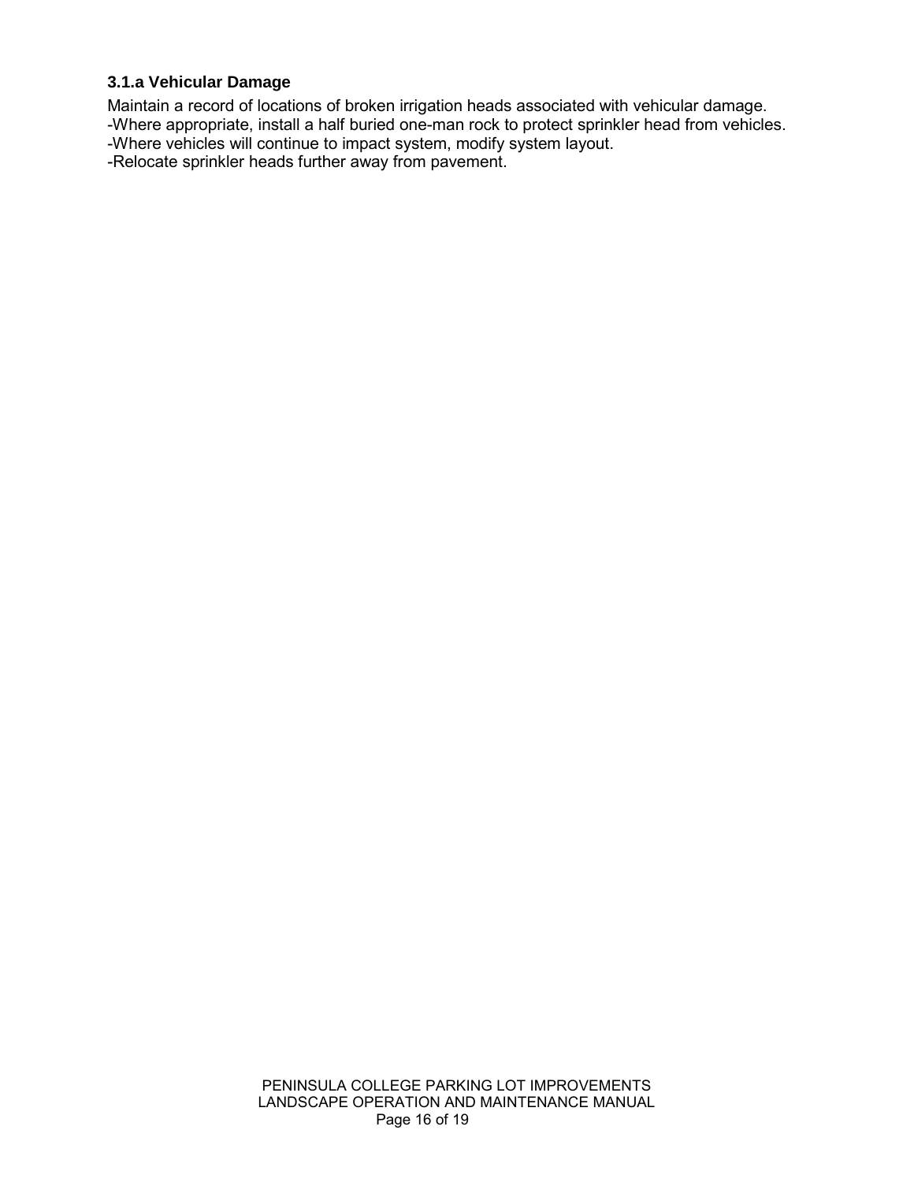### 3.1.a Vehicular Damage

Maintain a record of locations of broken irrigation heads associated with vehicular damage.
-Where appropriate, install a half buried one-man rock to protect sprinkler head from vehicles.
-Where vehicles will continue to impact system, modify system layout.
-Relocate sprinkler heads further away from pavement.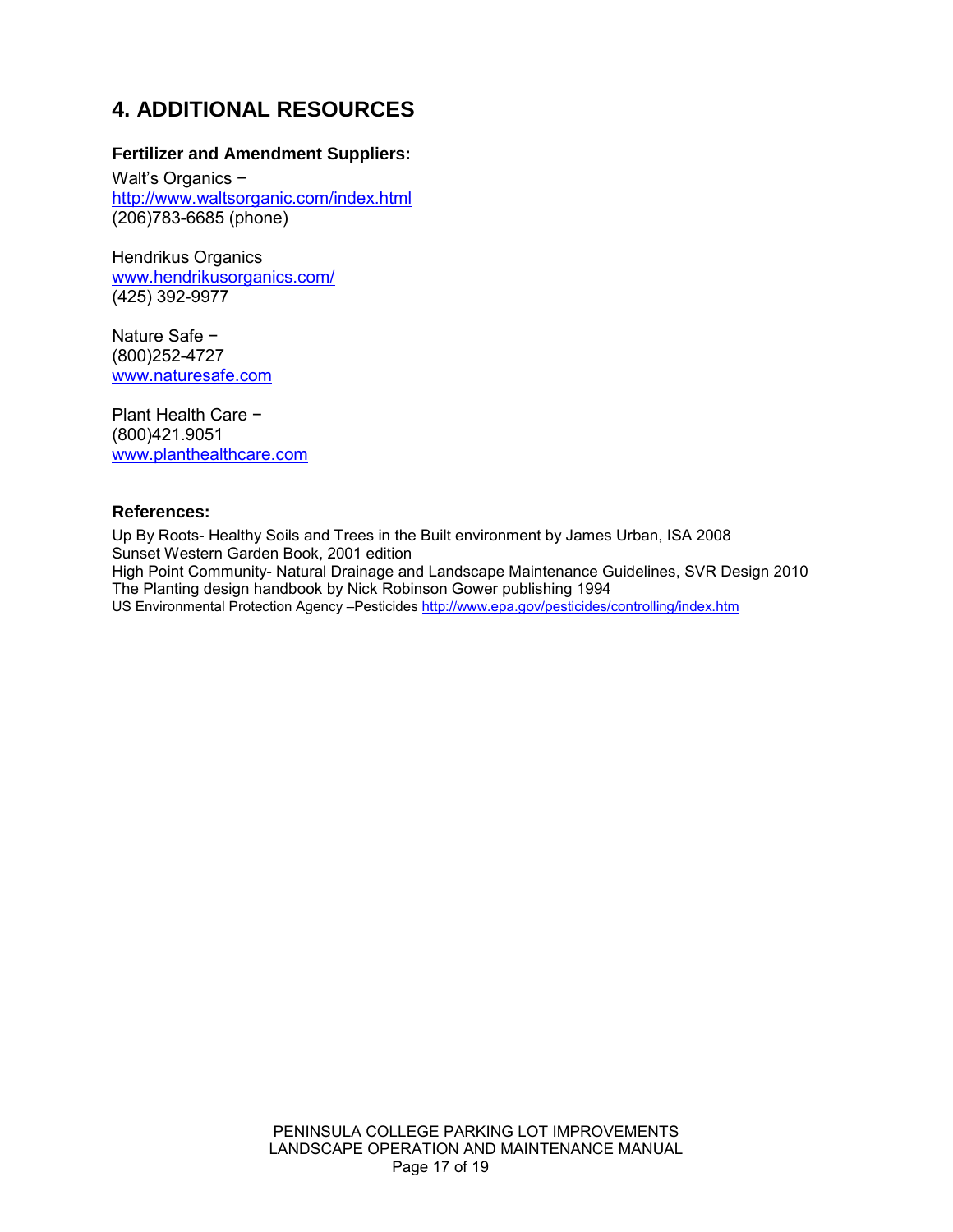## 4. ADDITIONAL RESOURCES

**Fertilizer and Amendment Suppliers:**

Walt's Organics –
http://www.waltsorganic.com/index.html
(206)783-6685 (phone)

Hendrikus Organics
www.hendrikusorganics.com/
(425) 392-9977

Nature Safe –
(800)252-4727
www.naturesafe.com

Plant Health Care –
(800)421.9051
www.planthealthcare.com

**References:**

Up By Roots- Healthy Soils and Trees in the Built environment by James Urban, ISA 2008
Sunset Western Garden Book, 2001 edition
High Point Community- Natural Drainage and Landscape Maintenance Guidelines, SVR Design 2010
The Planting design handbook by Nick Robinson Gower publishing 1994
US Environmental Protection Agency –Pesticides http://www.epa.gov/pesticides/controlling/index.htm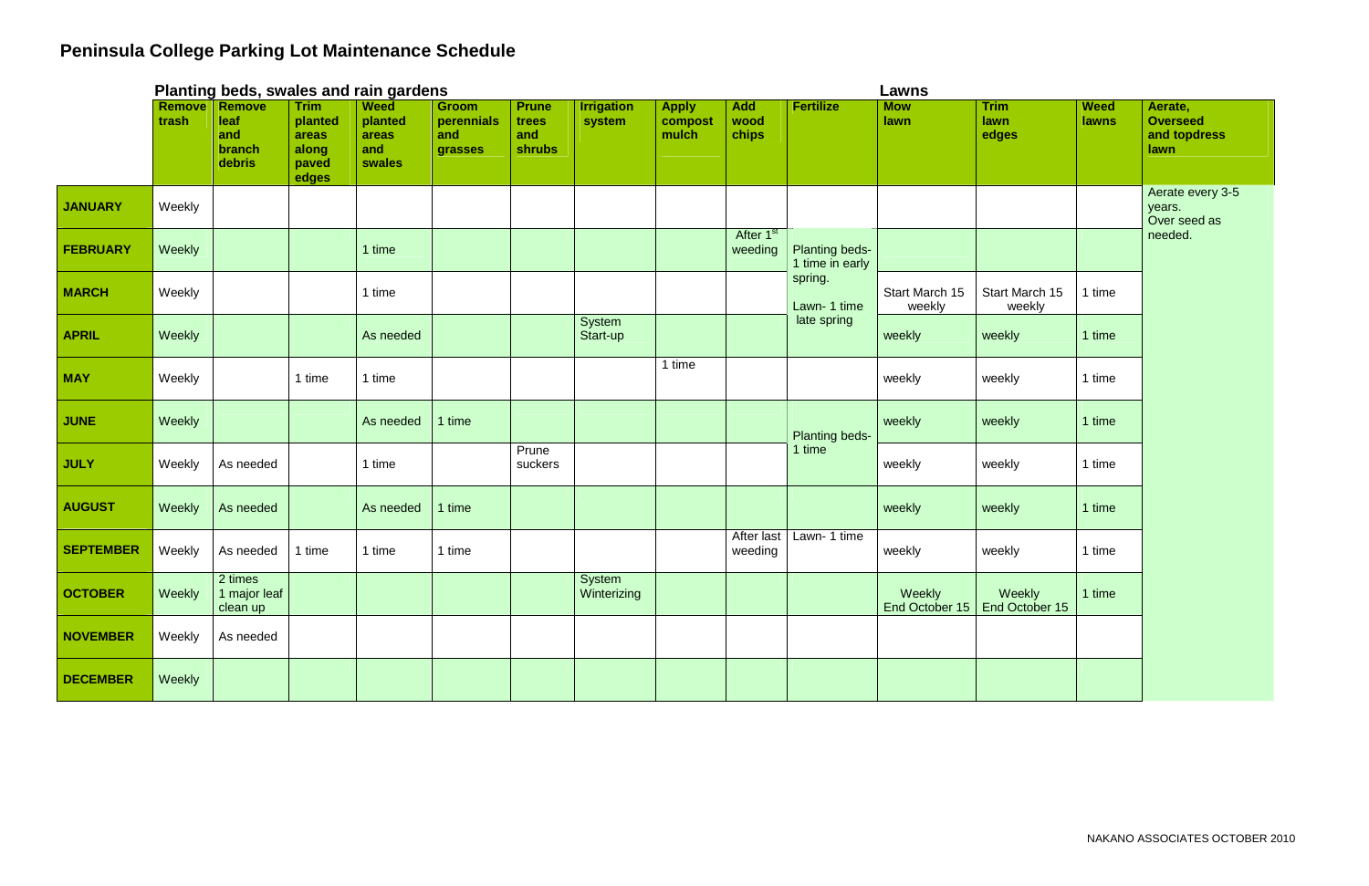# Peninsula College Parking Lot Maintenance Schedule

| | Planting beds, swales and rain gardens | | | | | | | | | | Lawns | | | |
|---|---|---|---|---|---|---|---|---|---|---|---|---|---|---|
| | **Remove trash** | **Remove leaf and branch debris** | **Trim planted areas along paved edges** | **Weed planted areas and swales** | **Groom perennials and grasses** | **Prune trees and shrubs** | **Irrigation system** | **Apply compost mulch** | **Add wood chips** | **Fertilize** | **Mow lawn** | **Trim lawn edges** | **Weed lawns** | **Aerate, Overseed and topdress lawn** |
| **JANUARY** | Weekly | | | | | | | | | | | | | Aerate every 3-5 years. Over seed as needed. |
| **FEBRUARY** | Weekly | | | 1 time | | | | | After 1st weeding | Planting beds- 1 time in early spring. | | | | |
| **MARCH** | Weekly | | | 1 time | | | | | | Lawn- 1 time late spring | Start March 15 weekly | Start March 15 weekly | 1 time | |
| **APRIL** | Weekly | | | As needed | | | System Start-up | | | | weekly | weekly | 1 time | |
| **MAY** | Weekly | | 1 time | 1 time | | | | 1 time | | | weekly | weekly | 1 time | |
| **JUNE** | Weekly | | | As needed | 1 time | | | | | Planting beds- 1 time | weekly | weekly | 1 time | |
| **JULY** | Weekly | As needed | | 1 time | | Prune suckers | | | | | weekly | weekly | 1 time | |
| **AUGUST** | Weekly | As needed | | As needed | 1 time | | | | | | weekly | weekly | 1 time | |
| **SEPTEMBER** | Weekly | As needed | 1 time | 1 time | 1 time | | | | After last weeding | Lawn- 1 time | weekly | weekly | 1 time | |
| **OCTOBER** | Weekly | 2 times 1 major leaf clean up | | | | | System Winterizing | | | | Weekly End October 15 | Weekly End October 15 | 1 time | |
| **NOVEMBER** | Weekly | As needed | | | | | | | | | | | | |
| **DECEMBER** | Weekly | | | | | | | | | | | | | |

NAKANO ASSOCIATES OCTOBER 2010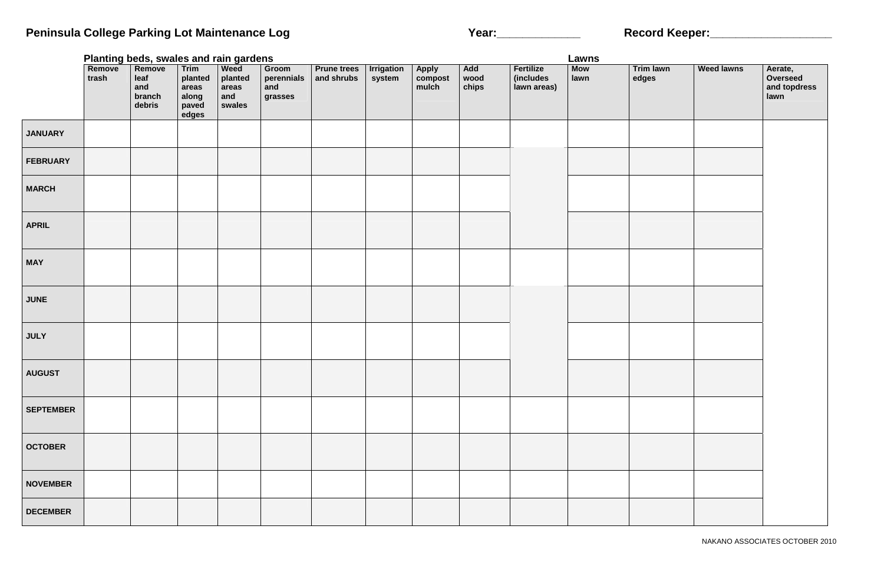**Peninsula College Parking Lot Maintenance Log** Year:_____________ Record Keeper:___________________

| | Planting beds, swales and rain gardens | | | | | | | | | | Lawns | | | |
|---|---|---|---|---|---|---|---|---|---|---|---|---|---|---|
| | Remove trash | Remove leaf and branch debris | Trim planted areas along paved edges | Weed planted areas and swales | Groom perennials and grasses | Prune trees and shrubs | Irrigation system | Apply compost mulch | Add wood chips | Fertilize (includes lawn areas) | Mow lawn | Trim lawn edges | Weed lawns | Aerate, Overseed and topdress lawn |
| JANUARY | | | | | | | | | | | | | | |
| FEBRUARY | | | | | | | | | | | | | | |
| MARCH | | | | | | | | | | | | | | |
| APRIL | | | | | | | | | | | | | | |
| MAY | | | | | | | | | | | | | | |
| JUNE | | | | | | | | | | | | | | |
| JULY | | | | | | | | | | | | | | |
| AUGUST | | | | | | | | | | | | | | |
| SEPTEMBER | | | | | | | | | | | | | | |
| OCTOBER | | | | | | | | | | | | | | |
| NOVEMBER | | | | | | | | | | | | | | |
| DECEMBER | | | | | | | | | | | | | | |

NAKANO ASSOCIATES OCTOBER 2010